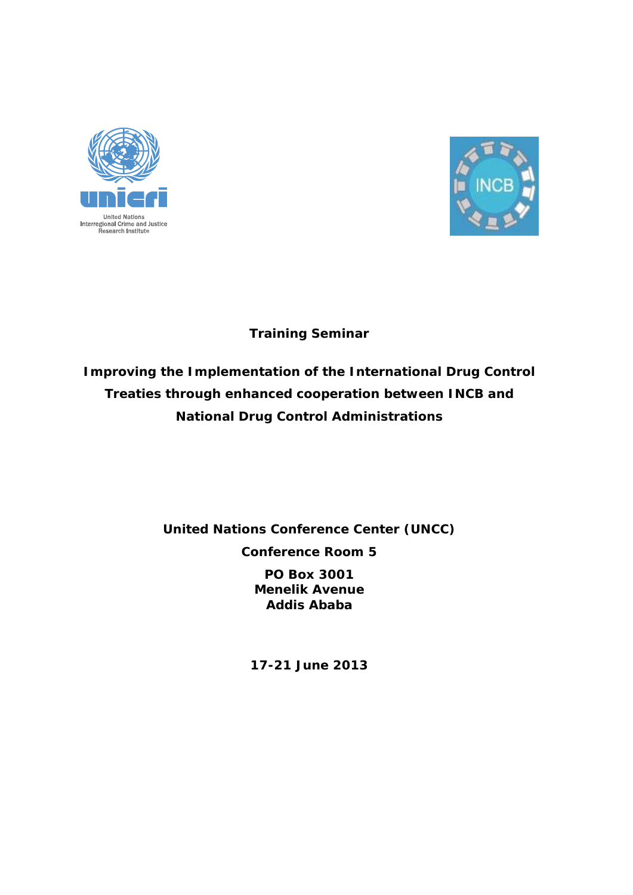United Nations
Interregional Crime and Justice
Research Institute

**Training Seminar**

# Improving the Implementation of the International Drug Control Treaties through enhanced cooperation between INCB and National Drug Control Administrations

**United Nations Conference Center (UNCC)**

**Conference Room 5**

**PO Box 3001**
**Menelik Avenue**
**Addis Ababa**

**17-21 June 2013**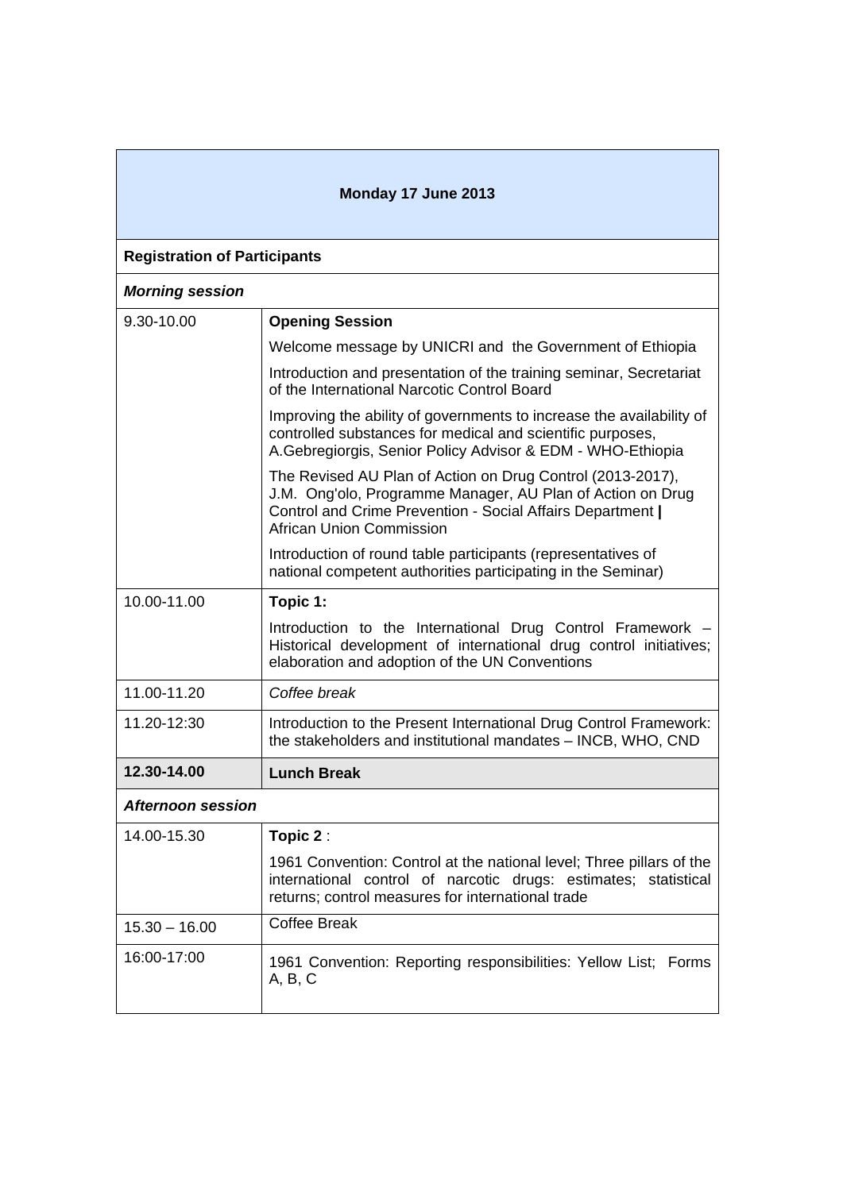| Monday 17 June 2013 | |
|---|---|
| **Registration of Participants** | |
| ***Morning session*** | |
| 9.30-10.00 | **Opening Session** |
| | Welcome message by UNICRI and the Government of Ethiopia |
| | Introduction and presentation of the training seminar, Secretariat of the International Narcotic Control Board |
| | Improving the ability of governments to increase the availability of controlled substances for medical and scientific purposes, A.Gebregiorgis, Senior Policy Advisor & EDM - WHO-Ethiopia |
| | The Revised AU Plan of Action on Drug Control (2013-2017), J.M. Ong'olo, Programme Manager, AU Plan of Action on Drug Control and Crime Prevention - Social Affairs Department **\|** African Union Commission |
| | Introduction of round table participants (representatives of national competent authorities participating in the Seminar) |
| 10.00-11.00 | **Topic 1:** |
| | Introduction to the International Drug Control Framework – Historical development of international drug control initiatives; elaboration and adoption of the UN Conventions |
| 11.00-11.20 | *Coffee break* |
| 11.20-12:30 | Introduction to the Present International Drug Control Framework: the stakeholders and institutional mandates – INCB, WHO, CND |
| **12.30-14.00** | **Lunch Break** |
| ***Afternoon session*** | |
| 14.00-15.30 | **Topic 2** : |
| | 1961 Convention: Control at the national level; Three pillars of the international control of narcotic drugs: estimates; statistical returns; control measures for international trade |
| 15.30 – 16.00 | Coffee Break |
| 16:00-17:00 | 1961 Convention: Reporting responsibilities: Yellow List; Forms A, B, C |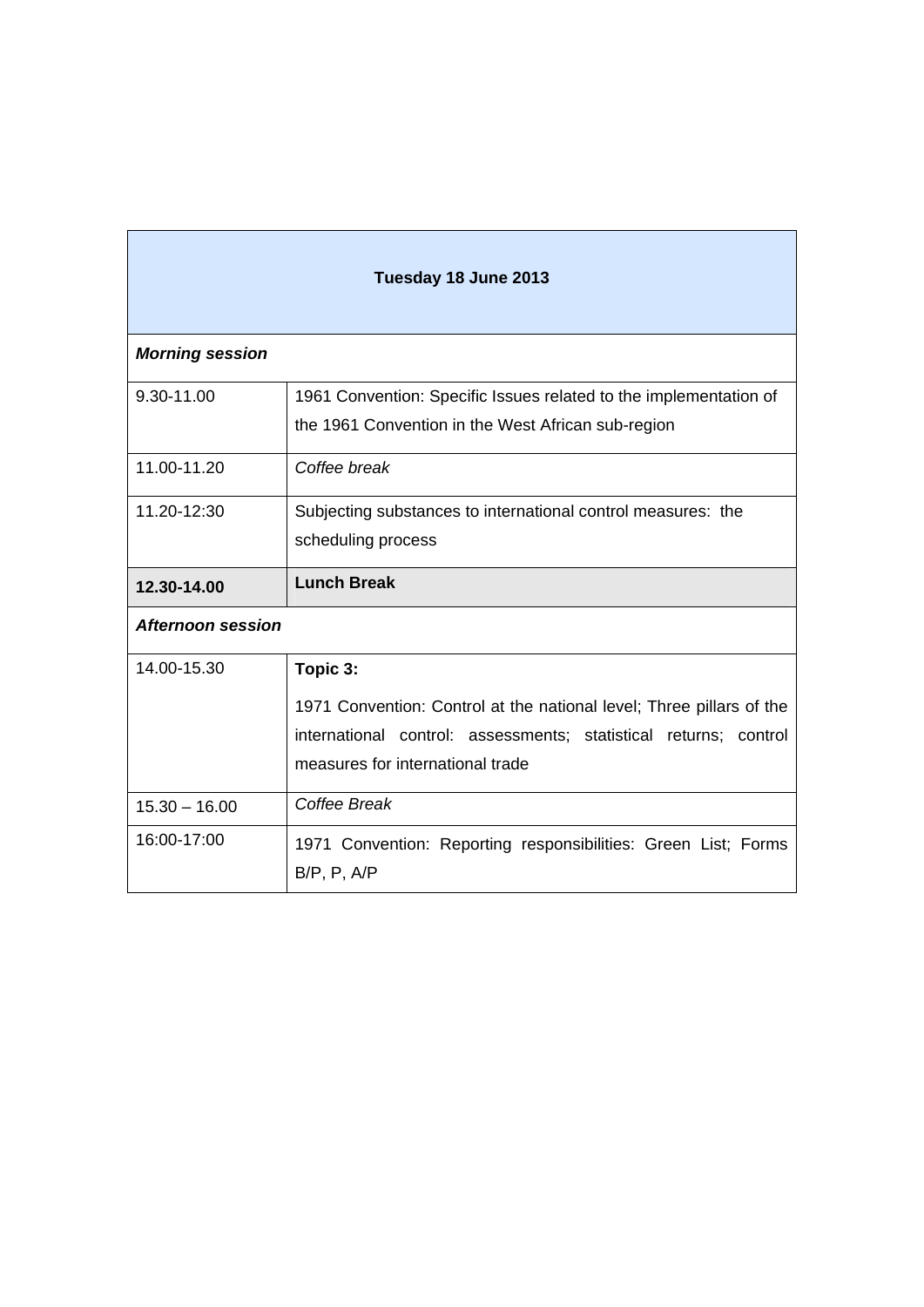| Tuesday 18 June 2013 | |
|---|---|
| ***Morning session*** | |
| 9.30-11.00 | 1961 Convention: Specific Issues related to the implementation of the 1961 Convention in the West African sub-region |
| 11.00-11.20 | *Coffee break* |
| 11.20-12:30 | Subjecting substances to international control measures: the scheduling process |
| **12.30-14.00** | **Lunch Break** |
| ***Afternoon session*** | |
| 14.00-15.30 | **Topic 3:** 1971 Convention: Control at the national level; Three pillars of the international control: assessments; statistical returns; control measures for international trade |
| 15.30 – 16.00 | *Coffee Break* |
| 16:00-17:00 | 1971 Convention: Reporting responsibilities: Green List; Forms B/P, P, A/P |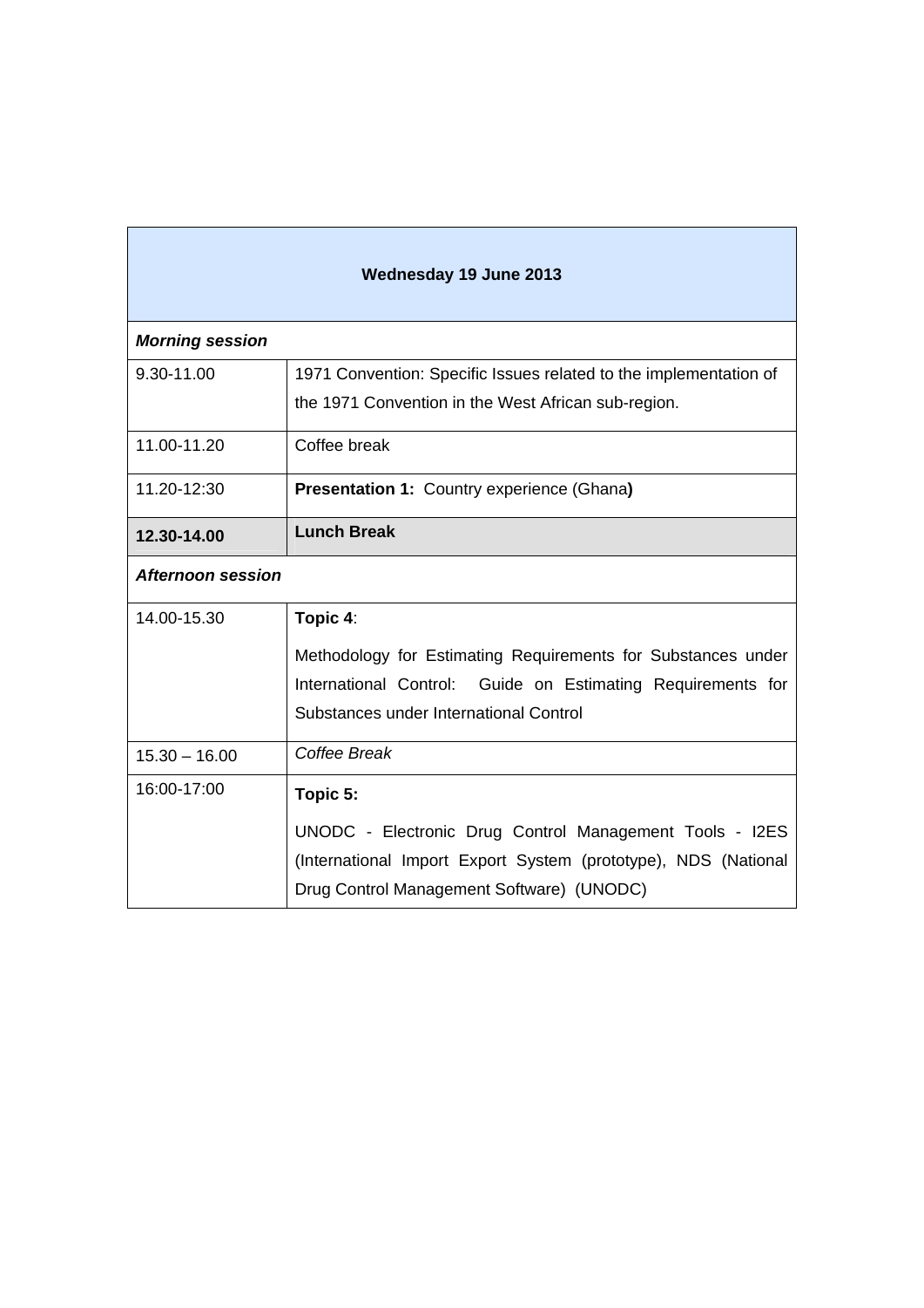| Wednesday 19 June 2013 | |
|---|---|
| ***Morning session*** | |
| 9.30-11.00 | 1971 Convention: Specific Issues related to the implementation of the 1971 Convention in the West African sub-region. |
| 11.00-11.20 | Coffee break |
| 11.20-12:30 | **Presentation 1:** Country experience (Ghana**)** |
| **12.30-14.00** | **Lunch Break** |
| ***Afternoon session*** | |
| 14.00-15.30 | **Topic 4**: Methodology for Estimating Requirements for Substances under International Control: Guide on Estimating Requirements for Substances under International Control |
| 15.30 – 16.00 | *Coffee Break* |
| 16:00-17:00 | **Topic 5:** UNODC - Electronic Drug Control Management Tools - I2ES (International Import Export System (prototype), NDS (National Drug Control Management Software) (UNODC) |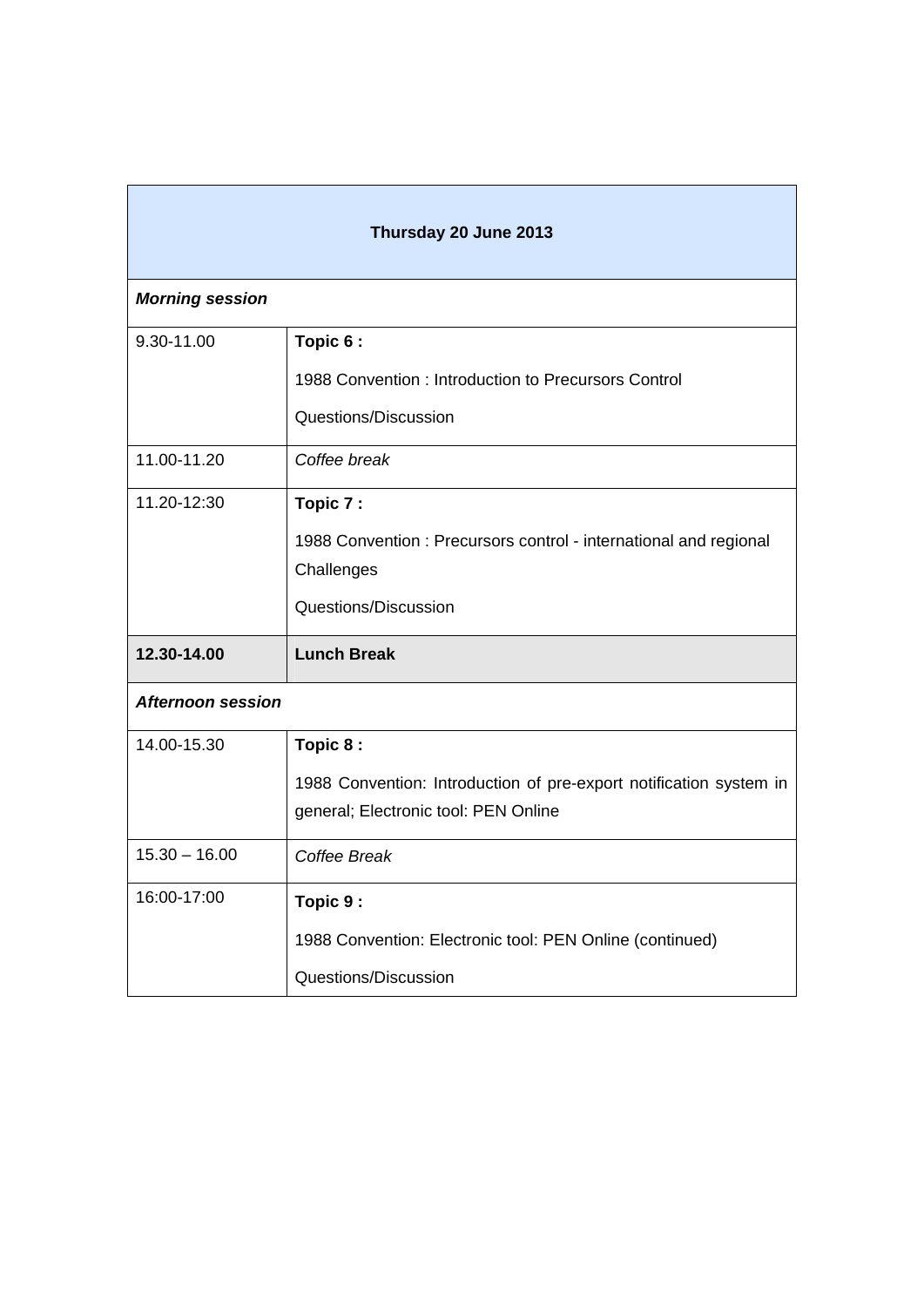| Thursday 20 June 2013 | |
|---|---|
| ***Morning session*** | |
| 9.30-11.00 | **Topic 6 :**<br>1988 Convention : Introduction to Precursors Control<br>Questions/Discussion |
| 11.00-11.20 | *Coffee break* |
| 11.20-12:30 | **Topic 7 :**<br>1988 Convention : Precursors control - international and regional Challenges<br>Questions/Discussion |
| **12.30-14.00** | **Lunch Break** |
| ***Afternoon session*** | |
| 14.00-15.30 | **Topic 8 :**<br>1988 Convention: Introduction of pre-export notification system in general; Electronic tool: PEN Online |
| 15.30 – 16.00 | *Coffee Break* |
| 16:00-17:00 | **Topic 9 :**<br>1988 Convention: Electronic tool: PEN Online (continued)<br>Questions/Discussion |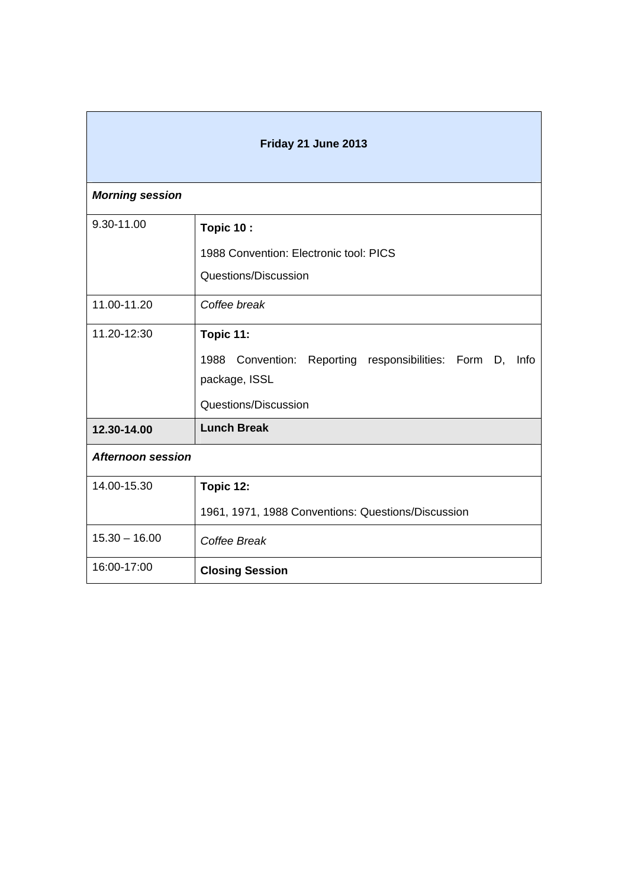| Friday 21 June 2013 | |
|---|---|
| ***Morning session*** | |
| 9.30-11.00 | **Topic 10 :** 1988 Convention: Electronic tool: PICS Questions/Discussion |
| 11.00-11.20 | *Coffee break* |
| 11.20-12:30 | **Topic 11:** 1988 Convention: Reporting responsibilities: Form D, Info package, ISSL Questions/Discussion |
| **12.30-14.00** | **Lunch Break** |
| ***Afternoon session*** | |
| 14.00-15.30 | **Topic 12:** 1961, 1971, 1988 Conventions: Questions/Discussion |
| 15.30 – 16.00 | *Coffee Break* |
| 16:00-17:00 | **Closing Session** |